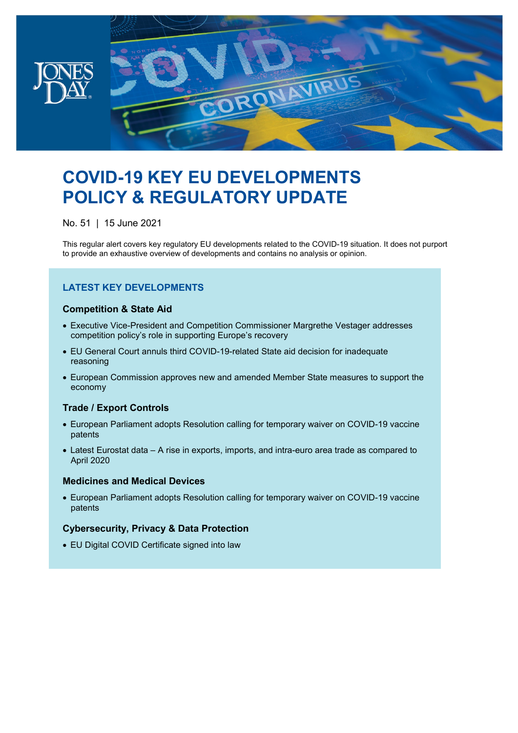# COVID-19 KEY EU DEVELOPMENTS POLICY & REGULATORY UPDATE

No. 51 | 15 June 2021

This regular alert covers key regulatory EU developments related to the COVID-19 situation. It does not purport to provide an exhaustive overview of developments and contains no analysis or opinion.

## LATEST KEY DEVELOPMENTS

### Competition & State Aid

- Executive Vice-President and Competition Commissioner Margrethe Vestager addresses competition policy's role in supporting Europe's recovery
- EU General Court annuls third COVID-19-related State aid decision for inadequate reasoning
- European Commission approves new and amended Member State measures to support the economy

### Trade / Export Controls

- European Parliament adopts Resolution calling for temporary waiver on COVID-19 vaccine patents
- Latest Eurostat data – A rise in exports, imports, and intra-euro area trade as compared to April 2020

### Medicines and Medical Devices

- European Parliament adopts Resolution calling for temporary waiver on COVID-19 vaccine patents

### Cybersecurity, Privacy & Data Protection

- EU Digital COVID Certificate signed into law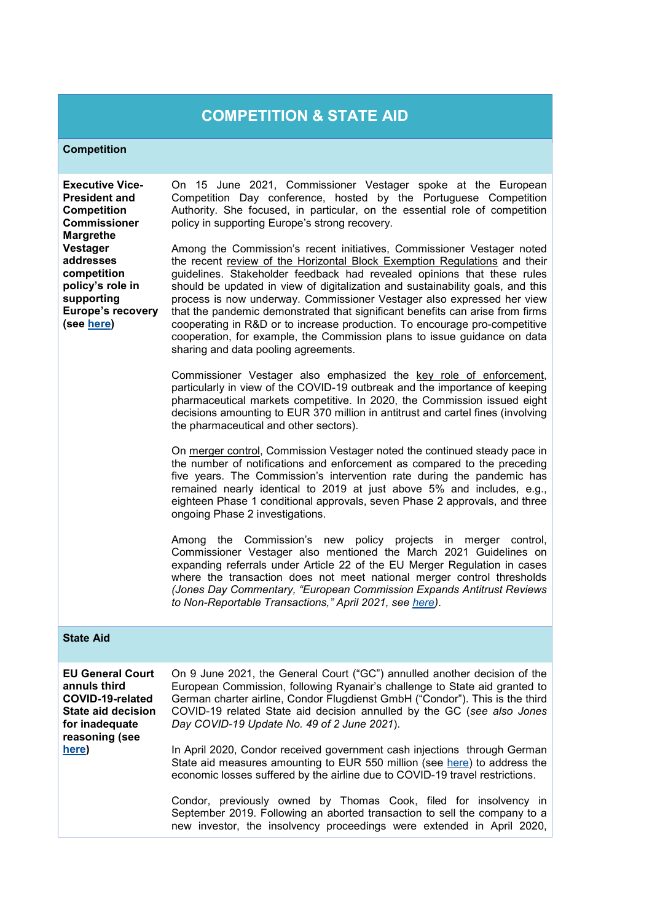# COMPETITION & STATE AID

## Competition

**Executive Vice-President and Competition Commissioner Margrethe Vestager addresses competition policy's role in supporting Europe's recovery (see here)**

On 15 June 2021, Commissioner Vestager spoke at the European Competition Day conference, hosted by the Portuguese Competition Authority. She focused, in particular, on the essential role of competition policy in supporting Europe's strong recovery.

Among the Commission's recent initiatives, Commissioner Vestager noted the recent review of the Horizontal Block Exemption Regulations and their guidelines. Stakeholder feedback had revealed opinions that these rules should be updated in view of digitalization and sustainability goals, and this process is now underway. Commissioner Vestager also expressed her view that the pandemic demonstrated that significant benefits can arise from firms cooperating in R&D or to increase production. To encourage pro-competitive cooperation, for example, the Commission plans to issue guidance on data sharing and data pooling agreements.

Commissioner Vestager also emphasized the key role of enforcement, particularly in view of the COVID-19 outbreak and the importance of keeping pharmaceutical markets competitive. In 2020, the Commission issued eight decisions amounting to EUR 370 million in antitrust and cartel fines (involving the pharmaceutical and other sectors).

On merger control, Commission Vestager noted the continued steady pace in the number of notifications and enforcement as compared to the preceding five years. The Commission's intervention rate during the pandemic has remained nearly identical to 2019 at just above 5% and includes, e.g., eighteen Phase 1 conditional approvals, seven Phase 2 approvals, and three ongoing Phase 2 investigations.

Among the Commission's new policy projects in merger control, Commissioner Vestager also mentioned the March 2021 Guidelines on expanding referrals under Article 22 of the EU Merger Regulation in cases where the transaction does not meet national merger control thresholds *(Jones Day Commentary, "European Commission Expands Antitrust Reviews to Non-Reportable Transactions," April 2021, see here)*.

## State Aid

**EU General Court annuls third COVID-19-related State aid decision for inadequate reasoning (see here)**

On 9 June 2021, the General Court ("GC") annulled another decision of the European Commission, following Ryanair's challenge to State aid granted to German charter airline, Condor Flugdienst GmbH ("Condor"). This is the third COVID-19 related State aid decision annulled by the GC (*see also Jones Day COVID-19 Update No. 49 of 2 June 2021*).

In April 2020, Condor received government cash injections through German State aid measures amounting to EUR 550 million (see here) to address the economic losses suffered by the airline due to COVID-19 travel restrictions.

Condor, previously owned by Thomas Cook, filed for insolvency in September 2019. Following an aborted transaction to sell the company to a new investor, the insolvency proceedings were extended in April 2020,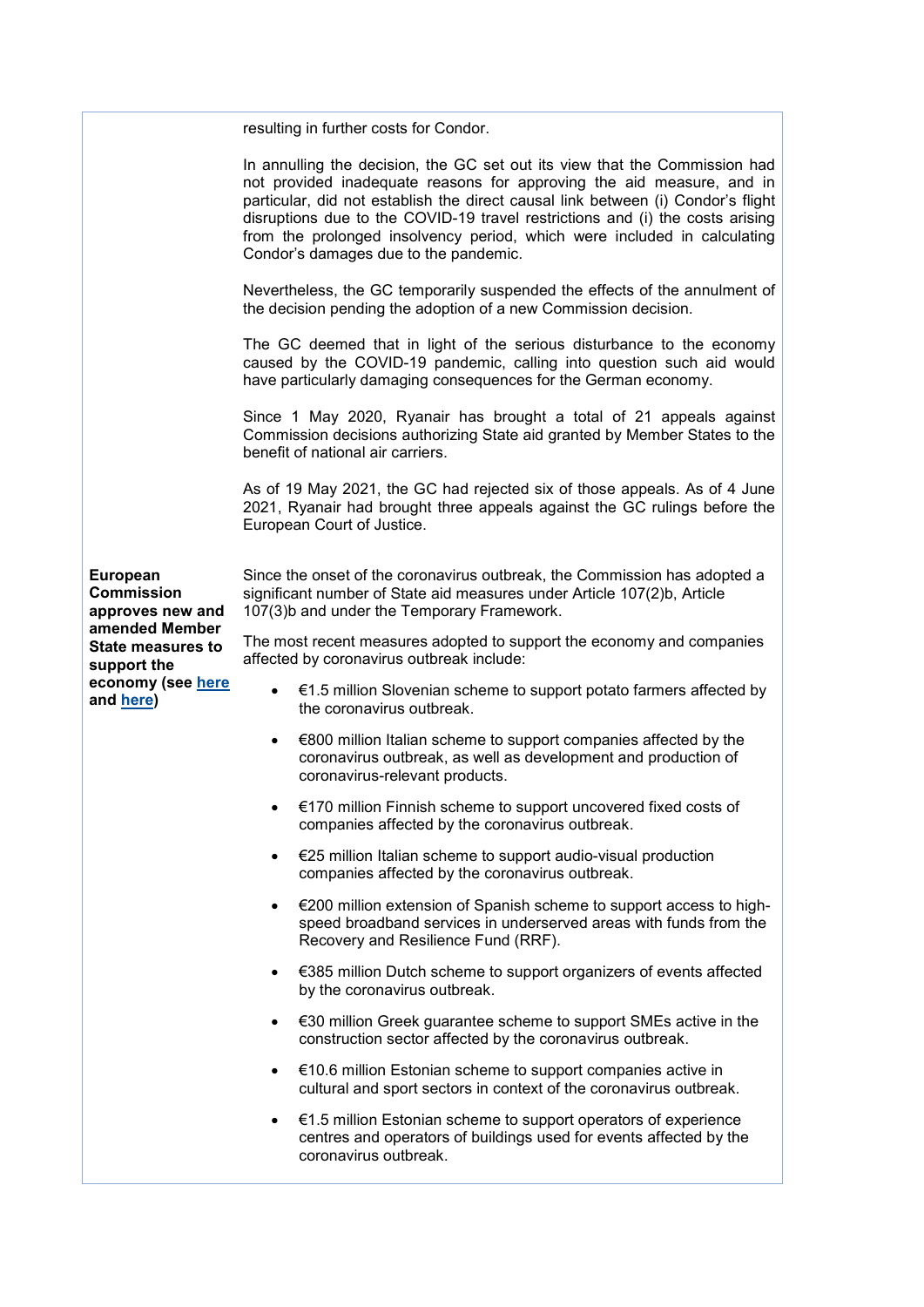resulting in further costs for Condor.

In annulling the decision, the GC set out its view that the Commission had not provided inadequate reasons for approving the aid measure, and in particular, did not establish the direct causal link between (i) Condor's flight disruptions due to the COVID-19 travel restrictions and (i) the costs arising from the prolonged insolvency period, which were included in calculating Condor's damages due to the pandemic.

Nevertheless, the GC temporarily suspended the effects of the annulment of the decision pending the adoption of a new Commission decision.

The GC deemed that in light of the serious disturbance to the economy caused by the COVID-19 pandemic, calling into question such aid would have particularly damaging consequences for the German economy.

Since 1 May 2020, Ryanair has brought a total of 21 appeals against Commission decisions authorizing State aid granted by Member States to the benefit of national air carriers.

As of 19 May 2021, the GC had rejected six of those appeals. As of 4 June 2021, Ryanair had brought three appeals against the GC rulings before the European Court of Justice.

**European Commission approves new and amended Member State measures to support the economy (see here and here)**

Since the onset of the coronavirus outbreak, the Commission has adopted a significant number of State aid measures under Article 107(2)b, Article 107(3)b and under the Temporary Framework.

The most recent measures adopted to support the economy and companies affected by coronavirus outbreak include:

- €1.5 million Slovenian scheme to support potato farmers affected by the coronavirus outbreak.
- €800 million Italian scheme to support companies affected by the coronavirus outbreak, as well as development and production of coronavirus-relevant products.
- €170 million Finnish scheme to support uncovered fixed costs of companies affected by the coronavirus outbreak.
- €25 million Italian scheme to support audio-visual production companies affected by the coronavirus outbreak.
- €200 million extension of Spanish scheme to support access to high-speed broadband services in underserved areas with funds from the Recovery and Resilience Fund (RRF).
- €385 million Dutch scheme to support organizers of events affected by the coronavirus outbreak.
- €30 million Greek guarantee scheme to support SMEs active in the construction sector affected by the coronavirus outbreak.
- €10.6 million Estonian scheme to support companies active in cultural and sport sectors in context of the coronavirus outbreak.
- €1.5 million Estonian scheme to support operators of experience centres and operators of buildings used for events affected by the coronavirus outbreak.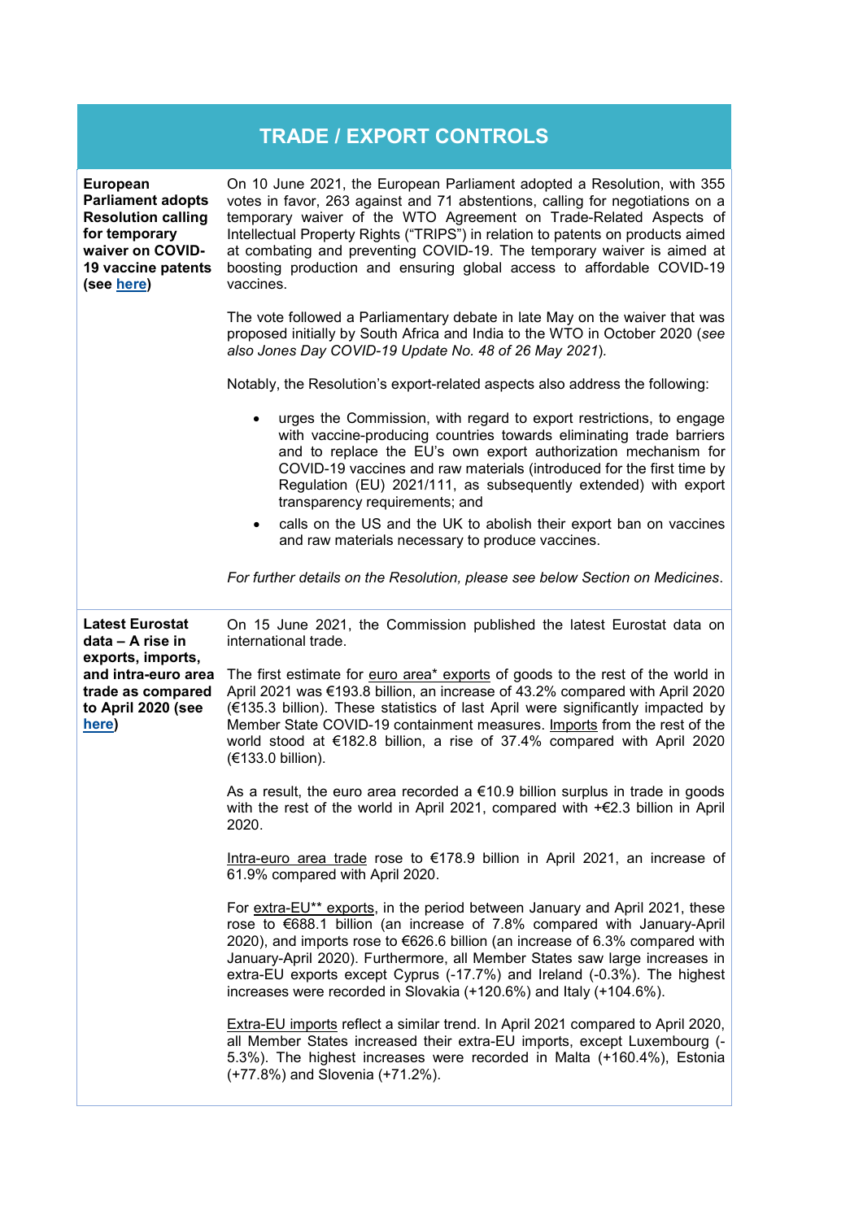## TRADE / EXPORT CONTROLS

| | |
|---|---|
| **European Parliament adopts Resolution calling for temporary waiver on COVID-19 vaccine patents (see [here](#))** | On 10 June 2021, the European Parliament adopted a Resolution, with 355 votes in favor, 263 against and 71 abstentions, calling for negotiations on a temporary waiver of the WTO Agreement on Trade-Related Aspects of Intellectual Property Rights ("TRIPS") in relation to patents on products aimed at combating and preventing COVID-19. The temporary waiver is aimed at boosting production and ensuring global access to affordable COVID-19 vaccines.<br><br>The vote followed a Parliamentary debate in late May on the waiver that was proposed initially by South Africa and India to the WTO in October 2020 (*see also Jones Day COVID-19 Update No. 48 of 26 May 2021*).<br><br>Notably, the Resolution's export-related aspects also address the following:<br><br>• urges the Commission, with regard to export restrictions, to engage with vaccine-producing countries towards eliminating trade barriers and to replace the EU's own export authorization mechanism for COVID-19 vaccines and raw materials (introduced for the first time by Regulation (EU) 2021/111, as subsequently extended) with export transparency requirements; and<br>• calls on the US and the UK to abolish their export ban on vaccines and raw materials necessary to produce vaccines.<br><br>*For further details on the Resolution, please see below Section on Medicines.* |
| **Latest Eurostat data – A rise in exports, imports, and intra-euro area trade as compared to April 2020 (see [here](#))** | On 15 June 2021, the Commission published the latest Eurostat data on international trade.<br><br>The first estimate for euro area* exports of goods to the rest of the world in April 2021 was €193.8 billion, an increase of 43.2% compared with April 2020 (€135.3 billion). These statistics of last April were significantly impacted by Member State COVID-19 containment measures. Imports from the rest of the world stood at €182.8 billion, a rise of 37.4% compared with April 2020 (€133.0 billion).<br><br>As a result, the euro area recorded a €10.9 billion surplus in trade in goods with the rest of the world in April 2021, compared with +€2.3 billion in April 2020.<br><br>Intra-euro area trade rose to €178.9 billion in April 2021, an increase of 61.9% compared with April 2020.<br><br>For extra-EU** exports, in the period between January and April 2021, these rose to €688.1 billion (an increase of 7.8% compared with January-April 2020), and imports rose to €626.6 billion (an increase of 6.3% compared with January-April 2020). Furthermore, all Member States saw large increases in extra-EU exports except Cyprus (-17.7%) and Ireland (-0.3%). The highest increases were recorded in Slovakia (+120.6%) and Italy (+104.6%).<br><br>Extra-EU imports reflect a similar trend. In April 2021 compared to April 2020, all Member States increased their extra-EU imports, except Luxembourg (-5.3%). The highest increases were recorded in Malta (+160.4%), Estonia (+77.8%) and Slovenia (+71.2%). |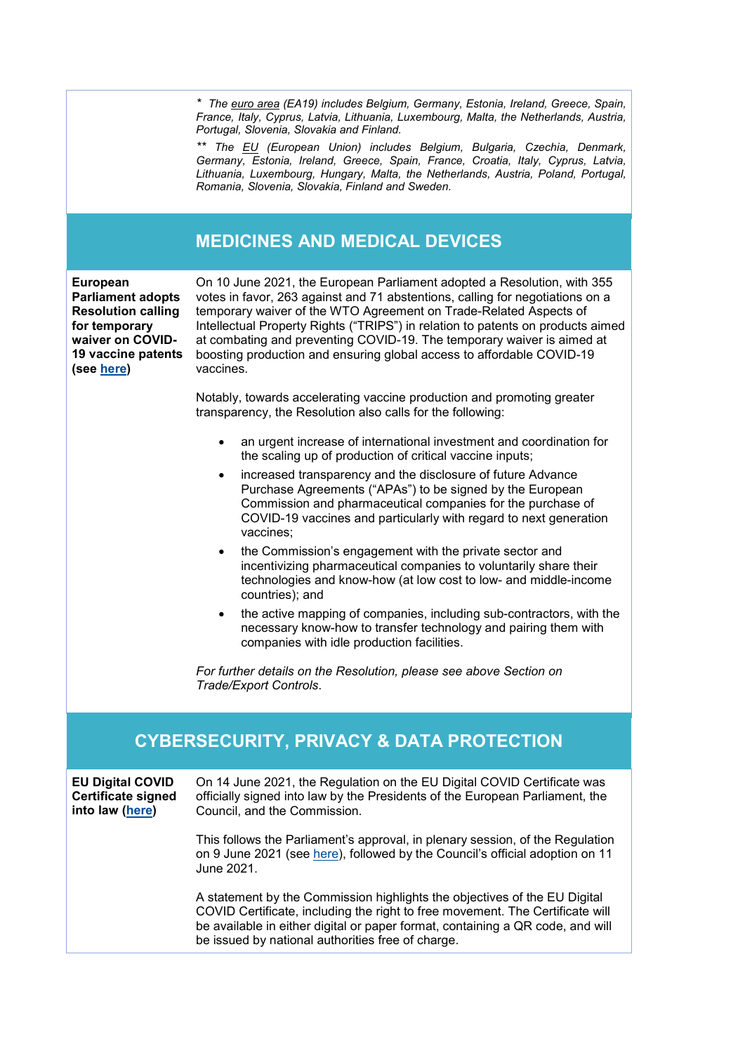\* *The euro area (EA19) includes Belgium, Germany, Estonia, Ireland, Greece, Spain, France, Italy, Cyprus, Latvia, Lithuania, Luxembourg, Malta, the Netherlands, Austria, Portugal, Slovenia, Slovakia and Finland.*

\*\* *The EU (European Union) includes Belgium, Bulgaria, Czechia, Denmark, Germany, Estonia, Ireland, Greece, Spain, France, Croatia, Italy, Cyprus, Latvia, Lithuania, Luxembourg, Hungary, Malta, the Netherlands, Austria, Poland, Portugal, Romania, Slovenia, Slovakia, Finland and Sweden.*

## MEDICINES AND MEDICAL DEVICES

**European Parliament adopts Resolution calling for temporary waiver on COVID-19 vaccine patents (see here)**

On 10 June 2021, the European Parliament adopted a Resolution, with 355 votes in favor, 263 against and 71 abstentions, calling for negotiations on a temporary waiver of the WTO Agreement on Trade-Related Aspects of Intellectual Property Rights ("TRIPS") in relation to patents on products aimed at combating and preventing COVID-19. The temporary waiver is aimed at boosting production and ensuring global access to affordable COVID-19 vaccines.

Notably, towards accelerating vaccine production and promoting greater transparency, the Resolution also calls for the following:

- an urgent increase of international investment and coordination for the scaling up of production of critical vaccine inputs;
- increased transparency and the disclosure of future Advance Purchase Agreements ("APAs") to be signed by the European Commission and pharmaceutical companies for the purchase of COVID-19 vaccines and particularly with regard to next generation vaccines;
- the Commission's engagement with the private sector and incentivizing pharmaceutical companies to voluntarily share their technologies and know-how (at low cost to low- and middle-income countries); and
- the active mapping of companies, including sub-contractors, with the necessary know-how to transfer technology and pairing them with companies with idle production facilities.

*For further details on the Resolution, please see above Section on Trade/Export Controls.*

## CYBERSECURITY, PRIVACY & DATA PROTECTION

**EU Digital COVID Certificate signed into law (here)**

On 14 June 2021, the Regulation on the EU Digital COVID Certificate was officially signed into law by the Presidents of the European Parliament, the Council, and the Commission.

This follows the Parliament's approval, in plenary session, of the Regulation on 9 June 2021 (see here), followed by the Council's official adoption on 11 June 2021.

A statement by the Commission highlights the objectives of the EU Digital COVID Certificate, including the right to free movement. The Certificate will be available in either digital or paper format, containing a QR code, and will be issued by national authorities free of charge.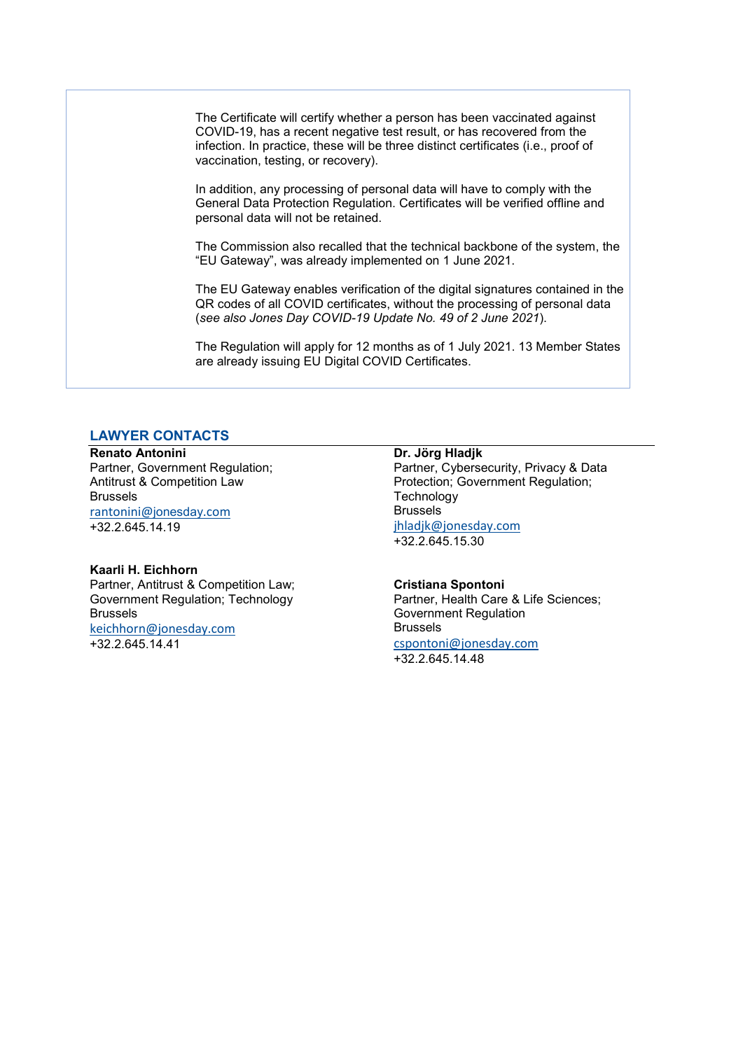The Certificate will certify whether a person has been vaccinated against COVID-19, has a recent negative test result, or has recovered from the infection. In practice, these will be three distinct certificates (i.e., proof of vaccination, testing, or recovery).

In addition, any processing of personal data will have to comply with the General Data Protection Regulation. Certificates will be verified offline and personal data will not be retained.

The Commission also recalled that the technical backbone of the system, the "EU Gateway", was already implemented on 1 June 2021.

The EU Gateway enables verification of the digital signatures contained in the QR codes of all COVID certificates, without the processing of personal data (*see also Jones Day COVID-19 Update No. 49 of 2 June 2021*).

The Regulation will apply for 12 months as of 1 July 2021. 13 Member States are already issuing EU Digital COVID Certificates.

## LAWYER CONTACTS

**Renato Antonini**
Partner, Government Regulation; Antitrust & Competition Law
Brussels
rantonini@jonesday.com
+32.2.645.14.19

**Kaarli H. Eichhorn**
Partner, Antitrust & Competition Law; Government Regulation; Technology
Brussels
keichhorn@jonesday.com
+32.2.645.14.41

**Dr. Jörg Hladjk**
Partner, Cybersecurity, Privacy & Data Protection; Government Regulation; Technology
Brussels
jhladjk@jonesday.com
+32.2.645.15.30

**Cristiana Spontoni**
Partner, Health Care & Life Sciences; Government Regulation
Brussels
cspontoni@jonesday.com
+32.2.645.14.48